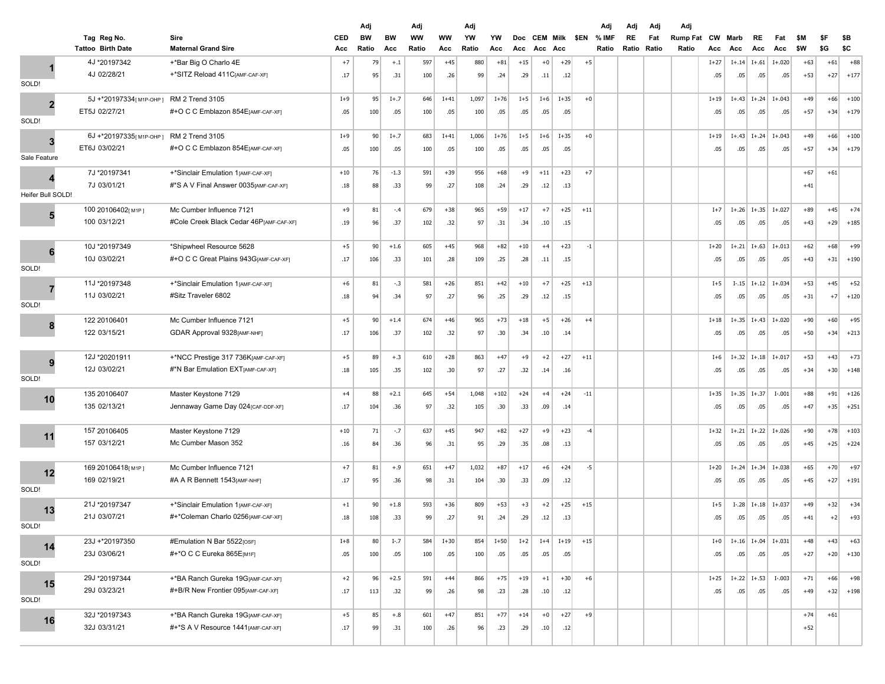| Lot | Tag | Reg No. | Sire | CED | Adj BW Ratio | BW | Adj WW Ratio | WW | Adj YW Ratio | YW | Doc | CEM | Milk | $EN | Adj % IMF Ratio | Adj RE Ratio | Adj Fat Ratio | Adj Rump Fat Ratio | CW | Marb | RE | Fat | $M | $F | $B |
|---|---|---|---|---|---|---|---|---|---|---|---|---|---|---|---|---|---|---|---|---|---|---|---|---|---|
| | Tattoo | Birth Date | Maternal Grand Sire | Acc | Ratio | Acc | Ratio | Acc | Ratio | Acc | Acc | Acc | Acc | | | | | | Acc | Acc | Acc | Acc | $W | $G | $C |
| 1 | 4J | *20197342 | +*Bar Big O Charlo 4E | +7 | 79 | +.1 | 597 | +45 | 880 | +81 | +15 | +0 | +29 | +5 | | | | | I+27 | I+.14 | I+.61 | I+.020 | +63 | +61 | +88 |
| SOLD! | 4J | 02/28/21 | +*SITZ Reload 411C[AMF-CAF-XF] | .17 | 95 | .31 | 100 | .26 | 99 | .24 | .29 | .11 | .12 | | | | | | .05 | .05 | .05 | .05 | +53 | +27 | +177 |
| 2 | 5J | +*20197334[ M1P-OHP ] | RM 2 Trend 3105 | I+9 | 95 | I+.7 | 646 | I+41 | 1,097 | I+76 | I+5 | I+6 | I+35 | +0 | | | | | I+19 | I+.43 | I+.24 | I+.043 | +49 | +66 | +100 |
| SOLD! | ET5J | 02/27/21 | #+O C C Emblazon 854E[AMF-CAF-XF] | .05 | 100 | .05 | 100 | .05 | 100 | .05 | .05 | .05 | .05 | | | | | | .05 | .05 | .05 | .05 | +57 | +34 | +179 |
| 3 | 6J | +*20197335[ M1P-OHP ] | RM 2 Trend 3105 | I+9 | 90 | I+.7 | 683 | I+41 | 1,006 | I+76 | I+5 | I+6 | I+35 | +0 | | | | | I+19 | I+.43 | I+.24 | I+.043 | +49 | +66 | +100 |
| Sale Feature | ET6J | 03/02/21 | #+O C C Emblazon 854E[AMF-CAF-XF] | .05 | 100 | .05 | 100 | .05 | 100 | .05 | .05 | .05 | .05 | | | | | | .05 | .05 | .05 | .05 | +57 | +34 | +179 |
| 4 | 7J | *20197341 | +*Sinclair Emulation 1[AMF-CAF-XF] | +10 | 76 | -1.3 | 591 | +39 | 956 | +68 | +9 | +11 | +23 | +7 | | | | | | | | | +67 | +61 | |
| Heifer Bull SOLD! | 7J | 03/01/21 | #*S A V Final Answer 0035[AMF-CAF-XF] | .18 | 88 | .33 | 99 | .27 | 108 | .24 | .29 | .12 | .13 | | | | | | | | | | +41 | | |
| 5 | 100 | 20106402[ M1P ] | Mc Cumber Influence 7121 | +9 | 81 | -.4 | 679 | +38 | 965 | +59 | +17 | +7 | +25 | +11 | | | | | I+7 | I+.26 | I+.35 | I+.027 | +89 | +45 | +74 |
| | 100 | 03/12/21 | #Cole Creek Black Cedar 46P[AMF-CAF-XF] | .19 | 96 | .37 | 102 | .32 | 97 | .31 | .34 | .10 | .15 | | | | | | .05 | .05 | .05 | .05 | +43 | +29 | +185 |
| 6 | 10J | *20197349 | *Shipwheel Resource 5628 | +5 | 90 | +1.6 | 605 | +45 | 968 | +82 | +10 | +4 | +23 | -1 | | | | | I+20 | I+.21 | I+.63 | I+.013 | +62 | +68 | +99 |
| SOLD! | 10J | 03/02/21 | #+O C C Great Plains 943G[AMF-CAF-XF] | .17 | 106 | .33 | 101 | .28 | 109 | .25 | .28 | .11 | .15 | | | | | | .05 | .05 | .05 | .05 | +43 | +31 | +190 |
| 7 | 11J | *20197348 | +*Sinclair Emulation 1[AMF-CAF-XF] | +6 | 81 | -.3 | 581 | +26 | 851 | +42 | +10 | +7 | +25 | +13 | | | | | I+5 | I-.15 | I+.12 | I+.034 | +53 | +45 | +52 |
| SOLD! | 11J | 03/02/21 | #Sitz Traveler 6802 | .18 | 94 | .34 | 97 | .27 | 96 | .25 | .29 | .12 | .15 | | | | | | .05 | .05 | .05 | .05 | +31 | +7 | +120 |
| 8 | 122 | 20106401 | Mc Cumber Influence 7121 | +5 | 90 | +1.4 | 674 | +46 | 965 | +73 | +18 | +5 | +26 | +4 | | | | | I+18 | I+.35 | I+.43 | I+.020 | +90 | +60 | +95 |
| | 122 | 03/15/21 | GDAR Approval 9328[AMF-NHF] | .17 | 106 | .37 | 102 | .32 | 97 | .30 | .34 | .10 | .14 | | | | | | .05 | .05 | .05 | .05 | +50 | +34 | +213 |
| 9 | 12J | *20201911 | +*NCC Prestige 317 736K[AMF-CAF-XF] | +5 | 89 | +.3 | 610 | +28 | 863 | +47 | +9 | +2 | +27 | +11 | | | | | I+6 | I+.32 | I+.18 | I+.017 | +53 | +43 | +73 |
| SOLD! | 12J | 03/02/21 | #*N Bar Emulation EXT[AMF-CAF-XF] | .18 | 105 | .35 | 102 | .30 | 97 | .27 | .32 | .14 | .16 | | | | | | .05 | .05 | .05 | .05 | +34 | +30 | +148 |
| 10 | 135 | 20106407 | Master Keystone 7129 | +4 | 88 | +2.1 | 645 | +54 | 1,048 | +102 | +24 | +4 | +24 | -11 | | | | | I+35 | I+.35 | I+.37 | I-.001 | +88 | +91 | +126 |
| | 135 | 02/13/21 | Jennaway Game Day 024[CAF-DDF-XF] | .17 | 104 | .36 | 97 | .32 | 105 | .30 | .33 | .09 | .14 | | | | | | .05 | .05 | .05 | .05 | +47 | +35 | +251 |
| 11 | 157 | 20106405 | Master Keystone 7129 | +10 | 71 | -.7 | 637 | +45 | 947 | +82 | +27 | +9 | +23 | -4 | | | | | I+32 | I+.21 | I+.22 | I+.026 | +90 | +78 | +103 |
| | 157 | 03/12/21 | Mc Cumber Mason 352 | .16 | 84 | .36 | 96 | .31 | 95 | .29 | .35 | .08 | .13 | | | | | | .05 | .05 | .05 | .05 | +45 | +25 | +224 |
| 12 | 169 | 20106418[ M1P ] | Mc Cumber Influence 7121 | +7 | 81 | +.9 | 651 | +47 | 1,032 | +87 | +17 | +6 | +24 | -5 | | | | | I+20 | I+.24 | I+.34 | I+.038 | +65 | +70 | +97 |
| SOLD! | 169 | 02/19/21 | #A A R Bennett 1543[AMF-NHF] | .17 | 95 | .36 | 98 | .31 | 104 | .30 | .33 | .09 | .12 | | | | | | .05 | .05 | .05 | .05 | +45 | +27 | +191 |
| 13 | 21J | *20197347 | +*Sinclair Emulation 1[AMF-CAF-XF] | +1 | 90 | +1.8 | 593 | +36 | 809 | +53 | +3 | +2 | +25 | +15 | | | | | I+5 | I-.28 | I+.18 | I+.037 | +49 | +32 | +34 |
| SOLD! | 21J | 03/07/21 | #+*Coleman Charlo 0256[AMF-CAF-XF] | .18 | 108 | .33 | 99 | .27 | 91 | .24 | .29 | .12 | .13 | | | | | | .05 | .05 | .05 | .05 | +41 | +2 | +93 |
| 14 | 23J | +*20197350 | #Emulation N Bar 5522[OSF] | I+8 | 80 | I-.7 | 584 | I+30 | 854 | I+50 | I+2 | I+4 | I+19 | +15 | | | | | I+0 | I+.16 | I+.04 | I+.031 | +48 | +43 | +63 |
| SOLD! | 23J | 03/06/21 | #+*O C C Eureka 865E[M1F] | .05 | 100 | .05 | 100 | .05 | 100 | .05 | .05 | .05 | .05 | | | | | | .05 | .05 | .05 | .05 | +27 | +20 | +130 |
| 15 | 29J | *20197344 | +*BA Ranch Gureka 19G[AMF-CAF-XF] | +2 | 96 | +2.5 | 591 | +44 | 866 | +75 | +19 | +1 | +30 | +6 | | | | | I+25 | I+.22 | I+.53 | I-.003 | +71 | +66 | +98 |
| SOLD! | 29J | 03/23/21 | #+B/R New Frontier 095[AMF-CAF-XF] | .17 | 113 | .32 | 99 | .26 | 98 | .23 | .28 | .10 | .12 | | | | | | .05 | .05 | .05 | .05 | +49 | +32 | +198 |
| 16 | 32J | *20197343 | +*BA Ranch Gureka 19G[AMF-CAF-XF] | +5 | 85 | +.8 | 601 | +47 | 851 | +77 | +14 | +0 | +27 | +9 | | | | | | | | | +74 | +61 | |
| | 32J | 03/31/21 | #+*S A V Resource 1441[AMF-CAF-XF] | .17 | 99 | .31 | 100 | .26 | 96 | .23 | .29 | .10 | .12 | | | | | | | | | | +52 | | |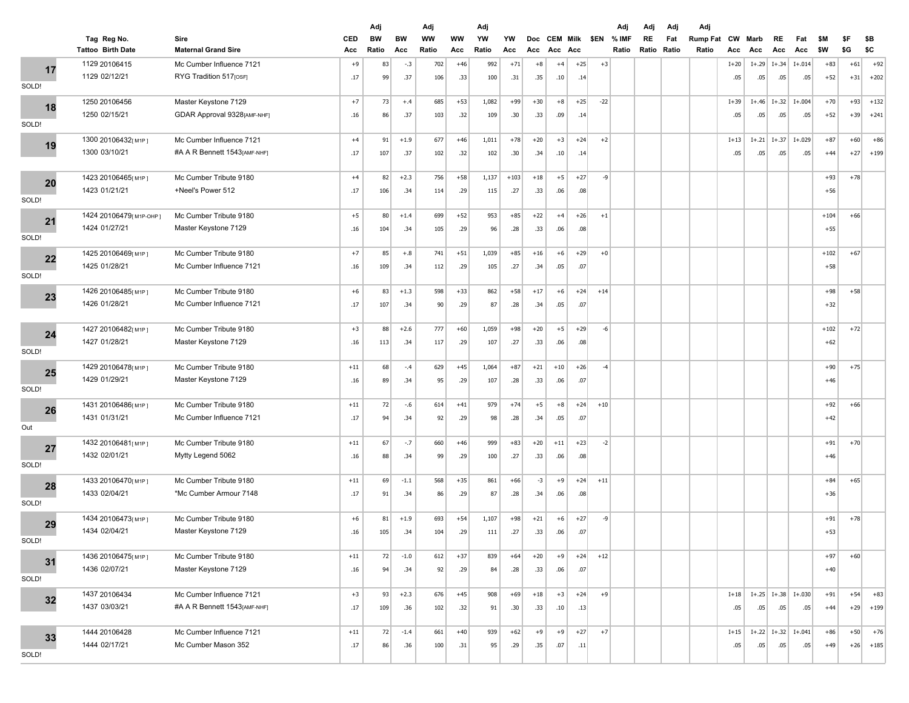| Lot | Tag Reg No. / Tattoo Birth Date | Sire / Maternal Grand Sire | CED / Acc | Adj BW Ratio | BW / Acc | Adj WW Ratio | WW / Acc | Adj YW Ratio | YW / Acc | Doc / Acc | CEM / Acc | Milk / Acc | $EN | Adj % IMF Ratio | Adj RE Ratio | Adj Fat Ratio | Adj Rump Fat Ratio | CW / Acc | Marb / Acc | RE / Acc | Fat / Acc | $M / $W | $F / $G | $B / $C |
|---|---|---|---|---|---|---|---|---|---|---|---|---|---|---|---|---|---|---|---|---|---|---|---|---|
| 17 SOLD! | 1129 20106415 / 1129 02/12/21 | Mc Cumber Influence 7121 / RYG Tradition 517[OSF] | +9 / .17 | 83 / 99 | -.3 / .37 | 702 / 106 | +46 / .33 | 992 / 100 | +71 / .31 | +8 / .35 | +4 / .10 | +25 / .14 | +3 | | | | | I+20 / .05 | I+.29 / .05 | I+.34 / .05 | I+.014 / .05 | +83 / +52 | +61 / +31 | +92 / +202 |
| 18 SOLD! | 1250 20106456 / 1250 02/15/21 | Master Keystone 7129 / GDAR Approval 9328[AMF-NHF] | +7 / .16 | 73 / 86 | +.4 / .37 | 685 / 103 | +53 / .32 | 1,082 / 109 | +99 / .30 | +30 / .33 | +8 / .09 | +25 / .14 | -22 | | | | | I+39 / .05 | I+.46 / .05 | I+.32 / .05 | I+.004 / .05 | +70 / +52 | +93 / +39 | +132 / +241 |
| 19 | 1300 20106432[M1P] / 1300 03/10/21 | Mc Cumber Influence 7121 / #A A R Bennett 1543[AMF-NHF] | +4 / .17 | 91 / 107 | +1.9 / .37 | 677 / 102 | +46 / .32 | 1,011 / 102 | +78 / .30 | +20 / .34 | +3 / .10 | +24 / .14 | +2 | | | | | I+13 / .05 | I+.21 / .05 | I+.37 / .05 | I+.029 / .05 | +87 / +44 | +60 / +27 | +86 / +199 |
| 20 SOLD! | 1423 20106465[M1P] / 1423 01/21/21 | Mc Cumber Tribute 9180 / +Neel's Power 512 | +4 / .17 | 82 / 106 | +2.3 / .34 | 756 / 114 | +58 / .29 | 1,137 / 115 | +103 / .27 | +18 / .33 | +5 / .06 | +27 / .08 | -9 | | | | | | | | | +93 / +56 | +78 | |
| 21 SOLD! | 1424 20106479[M1P-OHP] / 1424 01/27/21 | Mc Cumber Tribute 9180 / Master Keystone 7129 | +5 / .16 | 80 / 104 | +1.4 / .34 | 699 / 105 | +52 / .29 | 953 / 96 | +85 / .28 | +22 / .33 | +4 / .06 | +26 / .08 | +1 | | | | | | | | | +104 / +55 | +66 | |
| 22 SOLD! | 1425 20106469[M1P] / 1425 01/28/21 | Mc Cumber Tribute 9180 / Mc Cumber Influence 7121 | +7 / .16 | 85 / 109 | +.8 / .34 | 741 / 112 | +51 / .29 | 1,039 / 105 | +85 / .27 | +16 / .34 | +6 / .05 | +29 / .07 | +0 | | | | | | | | | +102 / +58 | +67 | |
| 23 | 1426 20106485[M1P] / 1426 01/28/21 | Mc Cumber Tribute 9180 / Mc Cumber Influence 7121 | +6 / .17 | 83 / 107 | +1.3 / .34 | 598 / 90 | +33 / .29 | 862 / 87 | +58 / .28 | +17 / .34 | +6 / .05 | +24 / .07 | +14 | | | | | | | | | +98 / +32 | +58 | |
| 24 SOLD! | 1427 20106482[M1P] / 1427 01/28/21 | Mc Cumber Tribute 9180 / Master Keystone 7129 | +3 / .16 | 88 / 113 | +2.6 / .34 | 777 / 117 | +60 / .29 | 1,059 / 107 | +98 / .27 | +20 / .33 | +5 / .06 | +29 / .08 | -6 | | | | | | | | | +102 / +62 | +72 | |
| 25 SOLD! | 1429 20106478[M1P] / 1429 01/29/21 | Mc Cumber Tribute 9180 / Master Keystone 7129 | +11 / .16 | 68 / 89 | -.4 / .34 | 629 / 95 | +45 / .29 | 1,064 / 107 | +87 / .28 | +21 / .33 | +10 / .06 | +26 / .07 | -4 | | | | | | | | | +90 / +46 | +75 | |
| 26 Out | 1431 20106486[M1P] / 1431 01/31/21 | Mc Cumber Tribute 9180 / Mc Cumber Influence 7121 | +11 / .17 | 72 / 94 | -.6 / .34 | 614 / 92 | +41 / .29 | 979 / 98 | +74 / .28 | +5 / .34 | +8 / .05 | +24 / .07 | +10 | | | | | | | | | +92 / +42 | +66 | |
| 27 SOLD! | 1432 20106481[M1P] / 1432 02/01/21 | Mc Cumber Tribute 9180 / Mytty Legend 5062 | +11 / .16 | 67 / 88 | -.7 / .34 | 660 / 99 | +46 / .29 | 999 / 100 | +83 / .27 | +20 / .33 | +11 / .06 | +23 / .08 | -2 | | | | | | | | | +91 / +46 | +70 | |
| 28 SOLD! | 1433 20106470[M1P] / 1433 02/04/21 | Mc Cumber Tribute 9180 / *Mc Cumber Armour 7148 | +11 / .17 | 69 / 91 | -1.1 / .34 | 568 / 86 | +35 / .29 | 861 / 87 | +66 / .28 | -3 / .34 | +9 / .06 | +24 / .08 | +11 | | | | | | | | | +84 / +36 | +65 | |
| 29 SOLD! | 1434 20106473[M1P] / 1434 02/04/21 | Mc Cumber Tribute 9180 / Master Keystone 7129 | +6 / .16 | 81 / 105 | +1.9 / .34 | 693 / 104 | +54 / .29 | 1,107 / 111 | +98 / .27 | +21 / .33 | +6 / .06 | +27 / .07 | -9 | | | | | | | | | +91 / +53 | +78 | |
| 31 SOLD! | 1436 20106475[M1P] / 1436 02/07/21 | Mc Cumber Tribute 9180 / Master Keystone 7129 | +11 / .16 | 72 / 94 | -1.0 / .34 | 612 / 92 | +37 / .29 | 839 / 84 | +64 / .28 | +20 / .33 | +9 / .06 | +24 / .07 | +12 | | | | | | | | | +97 / +40 | +60 | |
| 32 | 1437 20106434 / 1437 03/03/21 | Mc Cumber Influence 7121 / #A A R Bennett 1543[AMF-NHF] | +3 / .17 | 93 / 109 | +2.3 / .36 | 676 / 102 | +45 / .32 | 908 / 91 | +69 / .30 | +18 / .33 | +3 / .10 | +24 / .13 | +9 | | | | | I+18 / .05 | I+.25 / .05 | I+.38 / .05 | I+.030 / .05 | +91 / +44 | +54 / +29 | +83 / +199 |
| 33 SOLD! | 1444 20106428 / 1444 02/17/21 | Mc Cumber Influence 7121 / Mc Cumber Mason 352 | +11 / .17 | 72 / 86 | -1.4 / .36 | 661 / 100 | +40 / .31 | 939 / 95 | +62 / .29 | +9 / .35 | +9 / .07 | +27 / .11 | +7 | | | | | I+15 / .05 | I+.22 / .05 | I+.32 / .05 | I+.041 / .05 | +86 / +49 | +50 / +26 | +76 / +185 |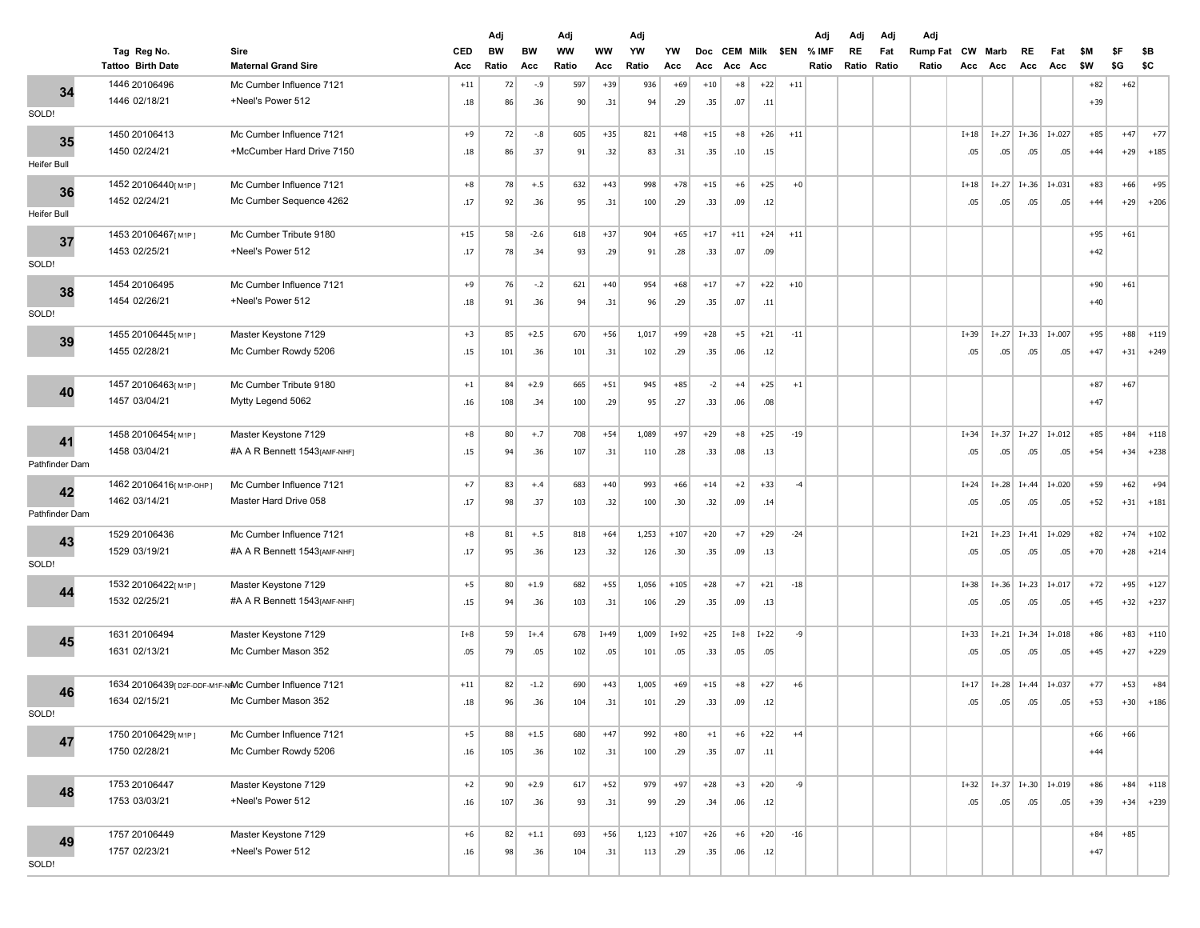| | Tag Reg No. / Tattoo Birth Date | Sire / Maternal Grand Sire | CED / Acc | Adj BW / Ratio | BW / Acc | Adj WW / Ratio | WW / Acc | Adj YW / Ratio | YW / Acc | Doc / Acc | CEM / Acc | Milk / Acc | $EN | Adj % IMF Ratio | Adj RE Ratio | Adj Fat Ratio | Adj Rump Fat Ratio | CW / Acc | Marb / Acc | RE / Acc | Fat / Acc | $M / $W | $F / $G | $B / $C |
|---|---|---|---|---|---|---|---|---|---|---|---|---|---|---|---|---|---|---|---|---|---|---|---|---|
| 34 | 1446 20106496 | Mc Cumber Influence 7121 | +11 | 72 | -.9 | 597 | +39 | 936 | +69 | +10 | +8 | +22 | +11 | | | | | | | | | +82 | +62 | |
| SOLD! | 1446 02/18/21 | +Neel's Power 512 | .18 | 86 | .36 | 90 | .31 | 94 | .29 | .35 | .07 | .11 | | | | | | | | | | +39 | | |
| 35 | 1450 20106413 | Mc Cumber Influence 7121 | +9 | 72 | -.8 | 605 | +35 | 821 | +48 | +15 | +8 | +26 | +11 | | | | | I+18 | I+.27 | I+.36 | I+.027 | +85 | +47 | +77 |
| Heifer Bull | 1450 02/24/21 | +McCumber Hard Drive 7150 | .18 | 86 | .37 | 91 | .32 | 83 | .31 | .35 | .10 | .15 | | | | | | .05 | .05 | .05 | .05 | +44 | +29 | +185 |
| 36 | 1452 20106440[M1P] | Mc Cumber Influence 7121 | +8 | 78 | +.5 | 632 | +43 | 998 | +78 | +15 | +6 | +25 | +0 | | | | | I+18 | I+.27 | I+.36 | I+.031 | +83 | +66 | +95 |
| Heifer Bull | 1452 02/24/21 | Mc Cumber Sequence 4262 | .17 | 92 | .36 | 95 | .31 | 100 | .29 | .33 | .09 | .12 | | | | | | .05 | .05 | .05 | .05 | +44 | +29 | +206 |
| 37 | 1453 20106467[M1P] | Mc Cumber Tribute 9180 | +15 | 58 | -2.6 | 618 | +37 | 904 | +65 | +17 | +11 | +24 | +11 | | | | | | | | | +95 | +61 | |
| SOLD! | 1453 02/25/21 | +Neel's Power 512 | .17 | 78 | .34 | 93 | .29 | 91 | .28 | .33 | .07 | .09 | | | | | | | | | | +42 | | |
| 38 | 1454 20106495 | Mc Cumber Influence 7121 | +9 | 76 | -.2 | 621 | +40 | 954 | +68 | +17 | +7 | +22 | +10 | | | | | | | | | +90 | +61 | |
| SOLD! | 1454 02/26/21 | +Neel's Power 512 | .18 | 91 | .36 | 94 | .31 | 96 | .29 | .35 | .07 | .11 | | | | | | | | | | +40 | | |
| 39 | 1455 20106445[M1P] | Master Keystone 7129 | +3 | 85 | +2.5 | 670 | +56 | 1,017 | +99 | +28 | +5 | +21 | -11 | | | | | I+39 | I+.27 | I+.33 | I+.007 | +95 | +88 | +119 |
| | 1455 02/28/21 | Mc Cumber Rowdy 5206 | .15 | 101 | .36 | 101 | .31 | 102 | .29 | .35 | .06 | .12 | | | | | | .05 | .05 | .05 | .05 | +47 | +31 | +249 |
| 40 | 1457 20106463[M1P] | Mc Cumber Tribute 9180 | +1 | 84 | +2.9 | 665 | +51 | 945 | +85 | -2 | +4 | +25 | +1 | | | | | | | | | +87 | +67 | |
| | 1457 03/04/21 | Mytty Legend 5062 | .16 | 108 | .34 | 100 | .29 | 95 | .27 | .33 | .06 | .08 | | | | | | | | | | +47 | | |
| 41 | 1458 20106454[M1P] | Master Keystone 7129 | +8 | 80 | +.7 | 708 | +54 | 1,089 | +97 | +29 | +8 | +25 | -19 | | | | | I+34 | I+.37 | I+.27 | I+.012 | +85 | +84 | +118 |
| Pathfinder Dam | 1458 03/04/21 | #A A R Bennett 1543[AMF-NHF] | .15 | 94 | .36 | 107 | .31 | 110 | .28 | .33 | .08 | .13 | | | | | | .05 | .05 | .05 | .05 | +54 | +34 | +238 |
| 42 | 1462 20106416[M1P-OHP] | Mc Cumber Influence 7121 | +7 | 83 | +.4 | 683 | +40 | 993 | +66 | +14 | +2 | +33 | -4 | | | | | I+24 | I+.28 | I+.44 | I+.020 | +59 | +62 | +94 |
| Pathfinder Dam | 1462 03/14/21 | Master Hard Drive 058 | .17 | 98 | .37 | 103 | .32 | 100 | .30 | .32 | .09 | .14 | | | | | | .05 | .05 | .05 | .05 | +52 | +31 | +181 |
| 43 | 1529 20106436 | Mc Cumber Influence 7121 | +8 | 81 | +.5 | 818 | +64 | 1,253 | +107 | +20 | +7 | +29 | -24 | | | | | I+21 | I+.23 | I+.41 | I+.029 | +82 | +74 | +102 |
| SOLD! | 1529 03/19/21 | #A A R Bennett 1543[AMF-NHF] | .17 | 95 | .36 | 123 | .32 | 126 | .30 | .35 | .09 | .13 | | | | | | .05 | .05 | .05 | .05 | +70 | +28 | +214 |
| 44 | 1532 20106422[M1P] | Master Keystone 7129 | +5 | 80 | +1.9 | 682 | +55 | 1,056 | +105 | +28 | +7 | +21 | -18 | | | | | I+38 | I+.36 | I+.23 | I+.017 | +72 | +95 | +127 |
| | 1532 02/25/21 | #A A R Bennett 1543[AMF-NHF] | .15 | 94 | .36 | 103 | .31 | 106 | .29 | .35 | .09 | .13 | | | | | | .05 | .05 | .05 | .05 | +45 | +32 | +237 |
| 45 | 1631 20106494 | Master Keystone 7129 | I+8 | 59 | I+.4 | 678 | I+49 | 1,009 | I+92 | +25 | I+8 | I+22 | -9 | | | | | I+33 | I+.21 | I+.34 | I+.018 | +86 | +83 | +110 |
| | 1631 02/13/21 | Mc Cumber Mason 352 | .05 | 79 | .05 | 102 | .05 | 101 | .05 | .33 | .05 | .05 | | | | | | .05 | .05 | .05 | .05 | +45 | +27 | +229 |
| 46 | 1634 20106439[D2F-DDF-M1F-N | Mc Cumber Influence 7121 | +11 | 82 | -1.2 | 690 | +43 | 1,005 | +69 | +15 | +8 | +27 | +6 | | | | | I+17 | I+.28 | I+.44 | I+.037 | +77 | +53 | +84 |
| SOLD! | 1634 02/15/21 | Mc Cumber Mason 352 | .18 | 96 | .36 | 104 | .31 | 101 | .29 | .33 | .09 | .12 | | | | | | .05 | .05 | .05 | .05 | +53 | +30 | +186 |
| 47 | 1750 20106429[M1P] | Mc Cumber Influence 7121 | +5 | 88 | +1.5 | 680 | +47 | 992 | +80 | +1 | +6 | +22 | +4 | | | | | | | | | +66 | +66 | |
| | 1750 02/28/21 | Mc Cumber Rowdy 5206 | .16 | 105 | .36 | 102 | .31 | 100 | .29 | .35 | .07 | .11 | | | | | | | | | | +44 | | |
| 48 | 1753 20106447 | Master Keystone 7129 | +2 | 90 | +2.9 | 617 | +52 | 979 | +97 | +28 | +3 | +20 | -9 | | | | | I+32 | I+.37 | I+.30 | I+.019 | +86 | +84 | +118 |
| | 1753 03/03/21 | +Neel's Power 512 | .16 | 107 | .36 | 93 | .31 | 99 | .29 | .34 | .06 | .12 | | | | | | .05 | .05 | .05 | .05 | +39 | +34 | +239 |
| 49 | 1757 20106449 | Master Keystone 7129 | +6 | 82 | +1.1 | 693 | +56 | 1,123 | +107 | +26 | +6 | +20 | -16 | | | | | | | | | +84 | +85 | |
| SOLD! | 1757 02/23/21 | +Neel's Power 512 | .16 | 98 | .36 | 104 | .31 | 113 | .29 | .35 | .06 | .12 | | | | | | | | | | +47 | | |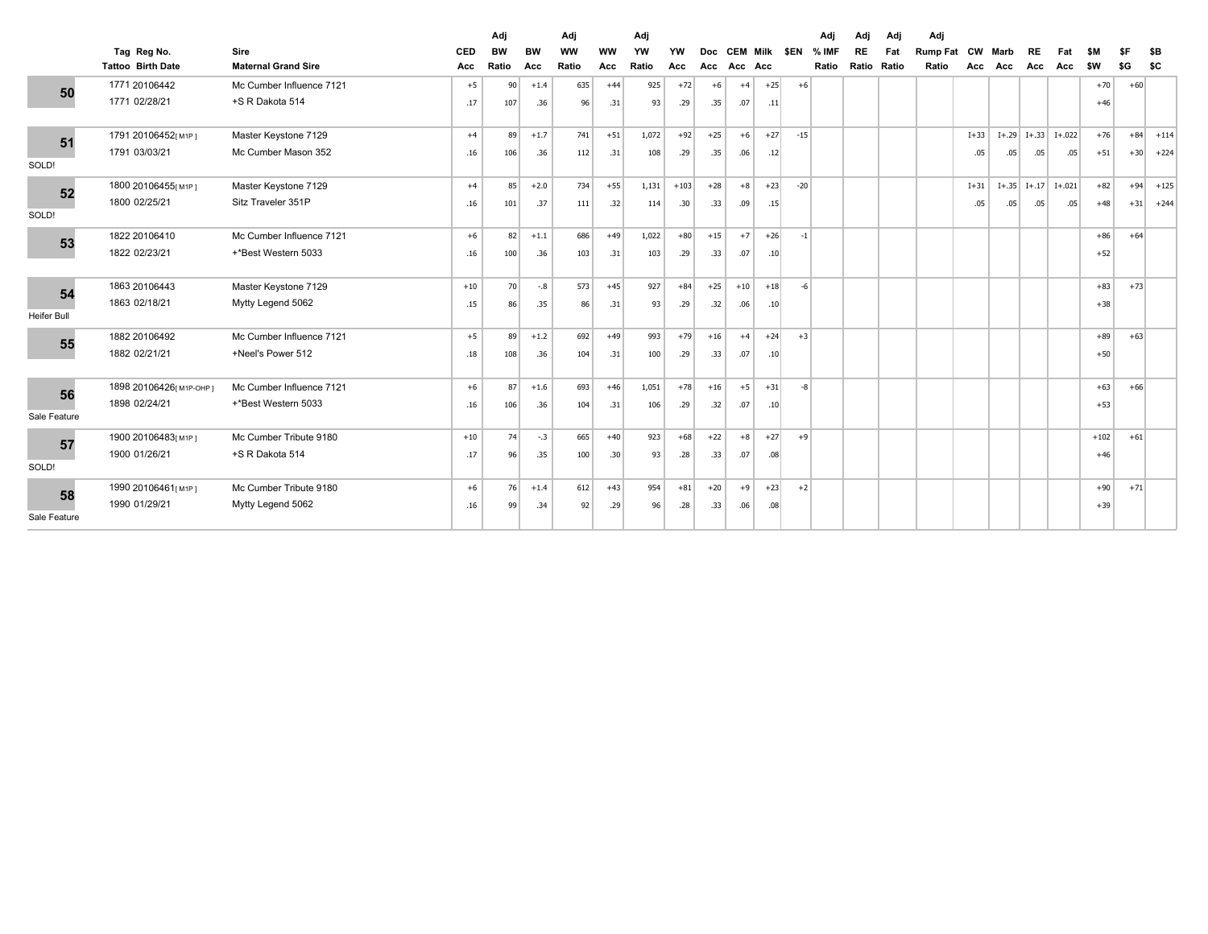| | Tag Reg No. / Tattoo Birth Date | Sire / Maternal Grand Sire | CED / Acc | Adj BW / Ratio | BW / Acc | Adj WW / Ratio | WW / Acc | Adj YW / Ratio | YW / Acc | Doc / Acc | CEM / Acc | Milk / Acc | $EN | Adj % IMF / Ratio | Adj RE / Ratio | Adj Fat / Ratio | Adj Rump Fat / Ratio | CW / Acc | Marb / Acc | RE / Acc | Fat / Acc | $M / $W | $F / $G | $B / $C |
|---|---|---|---|---|---|---|---|---|---|---|---|---|---|---|---|---|---|---|---|---|---|---|---|---|
| 50 | 1771 20106442 | Mc Cumber Influence 7121 | +5 | 90 | +1.4 | 635 | +44 | 925 | +72 | +6 | +4 | +25 | +6 | | | | | | | | | +70 | +60 | |
| | 1771 02/28/21 | +S R Dakota 514 | .17 | 107 | .36 | 96 | .31 | 93 | .29 | .35 | .07 | .11 | | | | | | | | | | +46 | | |
| 51 | 1791 20106452[ M1P ] | Master Keystone 7129 | +4 | 89 | +1.7 | 741 | +51 | 1,072 | +92 | +25 | +6 | +27 | -15 | | | | | I+33 | I+.29 | I+.33 | I+.022 | +76 | +84 | +114 |
| SOLD! | 1791 03/03/21 | Mc Cumber Mason 352 | .16 | 106 | .36 | 112 | .31 | 108 | .29 | .35 | .06 | .12 | | | | | | .05 | .05 | .05 | .05 | +51 | +30 | +224 |
| 52 | 1800 20106455[ M1P ] | Master Keystone 7129 | +4 | 85 | +2.0 | 734 | +55 | 1,131 | +103 | +28 | +8 | +23 | -20 | | | | | I+31 | I+.35 | I+.17 | I+.021 | +82 | +94 | +125 |
| SOLD! | 1800 02/25/21 | Sitz Traveler 351P | .16 | 101 | .37 | 111 | .32 | 114 | .30 | .33 | .09 | .15 | | | | | | .05 | .05 | .05 | .05 | +48 | +31 | +244 |
| 53 | 1822 20106410 | Mc Cumber Influence 7121 | +6 | 82 | +1.1 | 686 | +49 | 1,022 | +80 | +15 | +7 | +26 | -1 | | | | | | | | | +86 | +64 | |
| | 1822 02/23/21 | +*Best Western 5033 | .16 | 100 | .36 | 103 | .31 | 103 | .29 | .33 | .07 | .10 | | | | | | | | | | +52 | | |
| 54 | 1863 20106443 | Master Keystone 7129 | +10 | 70 | -.8 | 573 | +45 | 927 | +84 | +25 | +10 | +18 | -6 | | | | | | | | | +83 | +73 | |
| Heifer Bull | 1863 02/18/21 | Mytty Legend 5062 | .15 | 86 | .35 | 86 | .31 | 93 | .29 | .32 | .06 | .10 | | | | | | | | | | +38 | | |
| 55 | 1882 20106492 | Mc Cumber Influence 7121 | +5 | 89 | +1.2 | 692 | +49 | 993 | +79 | +16 | +4 | +24 | +3 | | | | | | | | | +89 | +63 | |
| | 1882 02/21/21 | +Neel's Power 512 | .18 | 108 | .36 | 104 | .31 | 100 | .29 | .33 | .07 | .10 | | | | | | | | | | +50 | | |
| 56 | 1898 20106426[ M1P-OHP ] | Mc Cumber Influence 7121 | +6 | 87 | +1.6 | 693 | +46 | 1,051 | +78 | +16 | +5 | +31 | -8 | | | | | | | | | +63 | +66 | |
| Sale Feature | 1898 02/24/21 | +*Best Western 5033 | .16 | 106 | .36 | 104 | .31 | 106 | .29 | .32 | .07 | .10 | | | | | | | | | | +53 | | |
| 57 | 1900 20106483[ M1P ] | Mc Cumber Tribute 9180 | +10 | 74 | -.3 | 665 | +40 | 923 | +68 | +22 | +8 | +27 | +9 | | | | | | | | | +102 | +61 | |
| SOLD! | 1900 01/26/21 | +S R Dakota 514 | .17 | 96 | .35 | 100 | .30 | 93 | .28 | .33 | .07 | .08 | | | | | | | | | | +46 | | |
| 58 | 1990 20106461[ M1P ] | Mc Cumber Tribute 9180 | +6 | 76 | +1.4 | 612 | +43 | 954 | +81 | +20 | +9 | +23 | +2 | | | | | | | | | +90 | +71 | |
| Sale Feature | 1990 01/29/21 | Mytty Legend 5062 | .16 | 99 | .34 | 92 | .29 | 96 | .28 | .33 | .06 | .08 | | | | | | | | | | +39 | | |